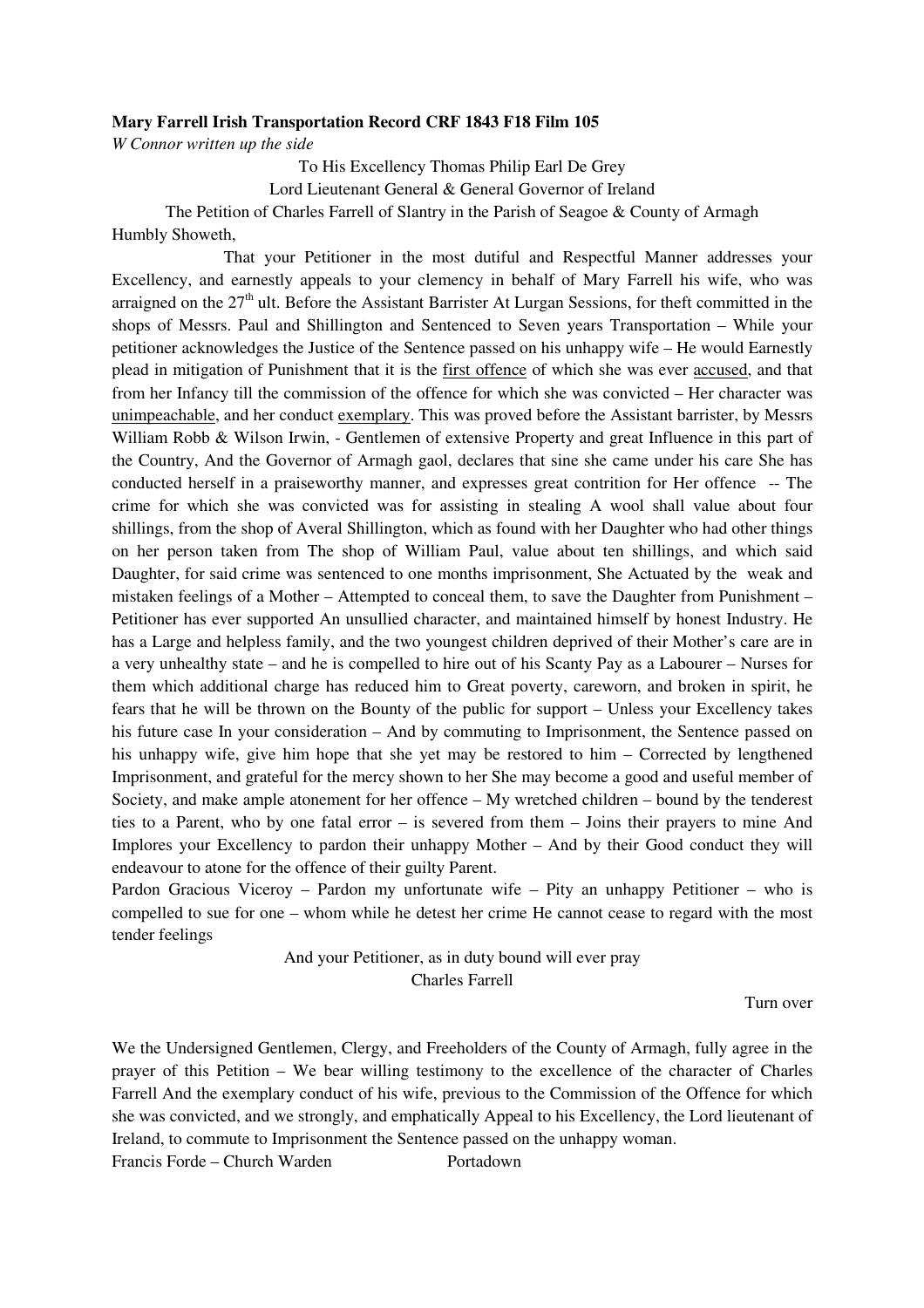**Mary Farrell Irish Transportation Record CRF 1843 F18 Film 105**

*W Connor written up the side*

To His Excellency Thomas Philip Earl De Grey

Lord Lieutenant General & General Governor of Ireland

The Petition of Charles Farrell of Slantry in the Parish of Seagoe & County of Armagh

Humbly Showeth,

That your Petitioner in the most dutiful and Respectful Manner addresses your Excellency, and earnestly appeals to your clemency in behalf of Mary Farrell his wife, who was arraigned on the 27th ult. Before the Assistant Barrister At Lurgan Sessions, for theft committed in the shops of Messrs. Paul and Shillington and Sentenced to Seven years Transportation – While your petitioner acknowledges the Justice of the Sentence passed on his unhappy wife – He would Earnestly plead in mitigation of Punishment that it is the <u>first offence</u> of which she was ever <u>accused</u>, and that from her Infancy till the commission of the offence for which she was convicted – Her character was <u>unimpeachable</u>, and her conduct <u>exemplary</u>. This was proved before the Assistant barrister, by Messrs William Robb & Wilson Irwin, - Gentlemen of extensive Property and great Influence in this part of the Country, And the Governor of Armagh gaol, declares that sine she came under his care She has conducted herself in a praiseworthy manner, and expresses great contrition for Her offence -- The crime for which she was convicted was for assisting in stealing A wool shall value about four shillings, from the shop of Averal Shillington, which as found with her Daughter who had other things on her person taken from The shop of William Paul, value about ten shillings, and which said Daughter, for said crime was sentenced to one months imprisonment, She Actuated by the weak and mistaken feelings of a Mother – Attempted to conceal them, to save the Daughter from Punishment – Petitioner has ever supported An unsullied character, and maintained himself by honest Industry. He has a Large and helpless family, and the two youngest children deprived of their Mother's care are in a very unhealthy state – and he is compelled to hire out of his Scanty Pay as a Labourer – Nurses for them which additional charge has reduced him to Great poverty, careworn, and broken in spirit, he fears that he will be thrown on the Bounty of the public for support – Unless your Excellency takes his future case In your consideration – And by commuting to Imprisonment, the Sentence passed on his unhappy wife, give him hope that she yet may be restored to him – Corrected by lengthened Imprisonment, and grateful for the mercy shown to her She may become a good and useful member of Society, and make ample atonement for her offence – My wretched children – bound by the tenderest ties to a Parent, who by one fatal error – is severed from them – Joins their prayers to mine And Implores your Excellency to pardon their unhappy Mother – And by their Good conduct they will endeavour to atone for the offence of their guilty Parent.

Pardon Gracious Viceroy – Pardon my unfortunate wife – Pity an unhappy Petitioner – who is compelled to sue for one – whom while he detest her crime He cannot cease to regard with the most tender feelings

And your Petitioner, as in duty bound will ever pray

Charles Farrell

Turn over

We the Undersigned Gentlemen, Clergy, and Freeholders of the County of Armagh, fully agree in the prayer of this Petition – We bear willing testimony to the excellence of the character of Charles Farrell And the exemplary conduct of his wife, previous to the Commission of the Offence for which she was convicted, and we strongly, and emphatically Appeal to his Excellency, the Lord lieutenant of Ireland, to commute to Imprisonment the Sentence passed on the unhappy woman.

Francis Forde – Church Warden Portadown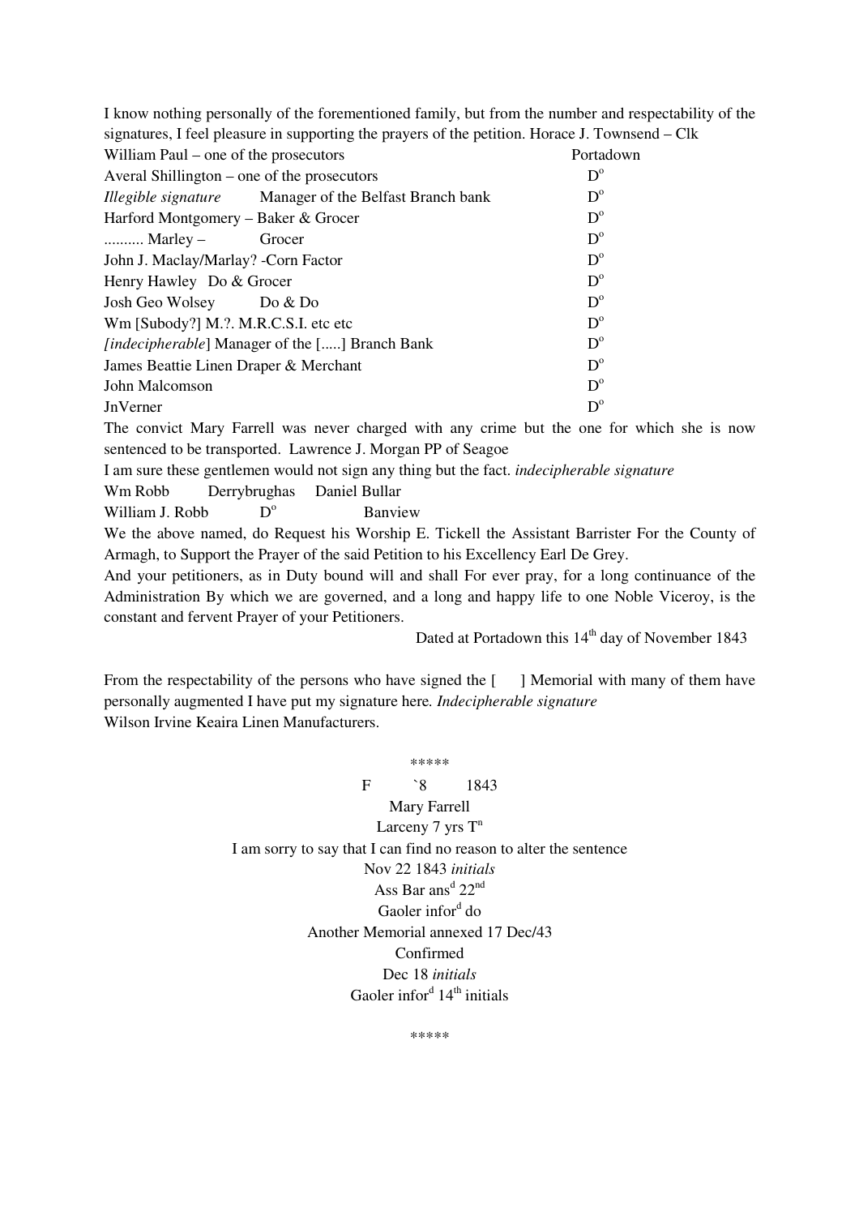I know nothing personally of the forementioned family, but from the number and respectability of the signatures, I feel pleasure in supporting the prayers of the petition. Horace J. Townsend – Clk

| | | |
|---|---|---|
| William Paul – one of the prosecutors | | Portadown |
| Averal Shillington – one of the prosecutors | | D$^{o}$ |
| *Illegible signature* | Manager of the Belfast Branch bank | D$^{o}$ |
| Harford Montgomery – Baker & Grocer | | D$^{o}$ |
| .......... Marley – | Grocer | D$^{o}$ |
| John J. Maclay/Marlay? -Corn Factor | | D$^{o}$ |
| Henry Hawley Do & Grocer | | D$^{o}$ |
| Josh Geo Wolsey | Do & Do | D$^{o}$ |
| Wm [Subody?] M.?. M.R.C.S.I. etc etc | | D$^{o}$ |
| *[indecipherable]* Manager of the [.....] Branch Bank | | D$^{o}$ |
| James Beattie Linen Draper & Merchant | | D$^{o}$ |
| John Malcomson | | D$^{o}$ |
| JnVerner | | D$^{o}$ |

The convict Mary Farrell was never charged with any crime but the one for which she is now sentenced to be transported. Lawrence J. Morgan PP of Seagoe

I am sure these gentlemen would not sign any thing but the fact. *indecipherable signature*

Wm Robb Derrybrughas Daniel Bullar

William J. Robb D$^{o}$ Banview

We the above named, do Request his Worship E. Tickell the Assistant Barrister For the County of Armagh, to Support the Prayer of the said Petition to his Excellency Earl De Grey.

And your petitioners, as in Duty bound will and shall For ever pray, for a long continuance of the Administration By which we are governed, and a long and happy life to one Noble Viceroy, is the constant and fervent Prayer of your Petitioners.

Dated at Portadown this 14th day of November 1843

From the respectability of the persons who have signed the [ ] Memorial with many of them have personally augmented I have put my signature here. *Indecipherable signature*

Wilson Irvine Keaira Linen Manufacturers.

\*\*\*\*\*

F `8 1843

Mary Farrell

Larceny 7 yrs T$^{n}$

I am sorry to say that I can find no reason to alter the sentence

Nov 22 1843 *initials*

Ass Bar ans$^{d}$ 22$^{nd}$

Gaoler infor$^{d}$ do

Another Memorial annexed 17 Dec/43

Confirmed

Dec 18 *initials*

Gaoler infor$^{d}$ 14$^{th}$ initials

\*\*\*\*\*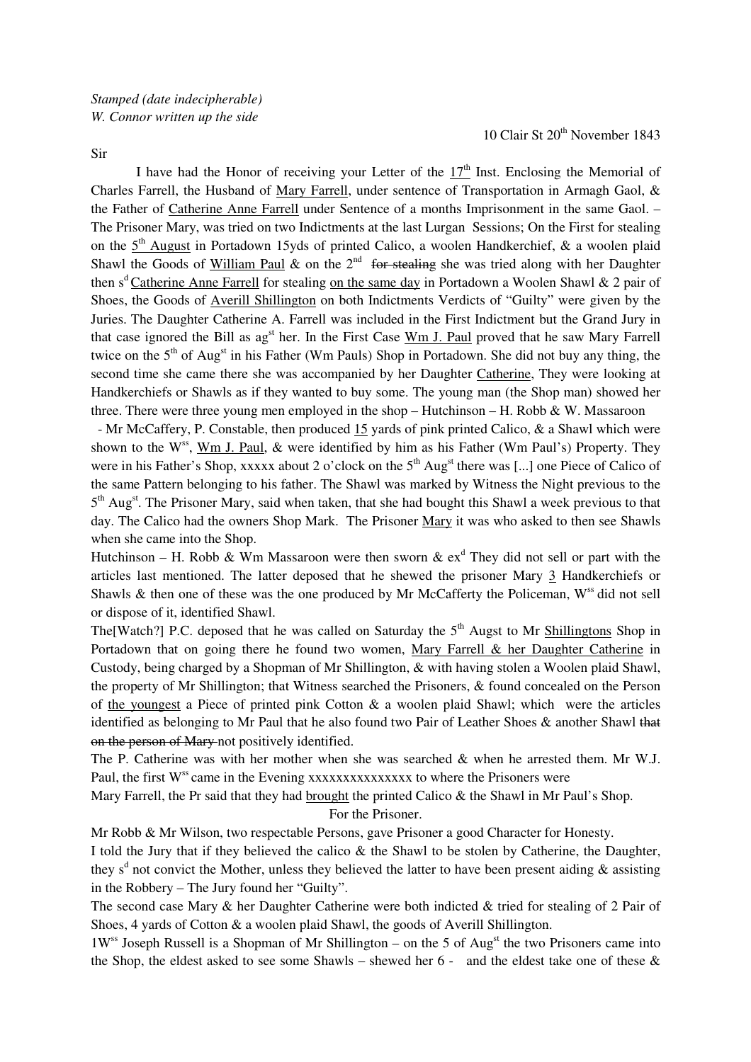*Stamped (date indecipherable)*
*W. Connor written up the side*

10 Clair St 20th November 1843

Sir

I have had the Honor of receiving your Letter of the 17th Inst. Enclosing the Memorial of Charles Farrell, the Husband of Mary Farrell, under sentence of Transportation in Armagh Gaol, & the Father of Catherine Anne Farrell under Sentence of a months Imprisonment in the same Gaol. – The Prisoner Mary, was tried on two Indictments at the last Lurgan Sessions; On the First for stealing on the 5th August in Portadown 15yds of printed Calico, a woolen Handkerchief, & a woolen plaid Shawl the Goods of William Paul & on the 2nd ~~for stealing~~ she was tried along with her Daughter then s<sup>d</sup> Catherine Anne Farrell for stealing on the same day in Portadown a Woolen Shawl & 2 pair of Shoes, the Goods of Averill Shillington on both Indictments Verdicts of "Guilty" were given by the Juries. The Daughter Catherine A. Farrell was included in the First Indictment but the Grand Jury in that case ignored the Bill as ag<sup>st</sup> her. In the First Case Wm J. Paul proved that he saw Mary Farrell twice on the 5th of Aug<sup>st</sup> in his Father (Wm Pauls) Shop in Portadown. She did not buy any thing, the second time she came there she was accompanied by her Daughter Catherine, They were looking at Handkerchiefs or Shawls as if they wanted to buy some. The young man (the Shop man) showed her three. There were three young men employed in the shop – Hutchinson – H. Robb & W. Massaroon

- Mr McCaffery, P. Constable, then produced 15 yards of pink printed Calico, & a Shawl which were shown to the W<sup>ss</sup>, Wm J. Paul, & were identified by him as his Father (Wm Paul's) Property. They were in his Father's Shop, xxxxx about 2 o'clock on the 5th Aug<sup>st</sup> there was [...] one Piece of Calico of the same Pattern belonging to his father. The Shawl was marked by Witness the Night previous to the 5th Aug<sup>st</sup>. The Prisoner Mary, said when taken, that she had bought this Shawl a week previous to that day. The Calico had the owners Shop Mark. The Prisoner Mary it was who asked to then see Shawls when she came into the Shop.

Hutchinson – H. Robb & Wm Massaroon were then sworn & ex<sup>d</sup> They did not sell or part with the articles last mentioned. The latter deposed that he shewed the prisoner Mary 3 Handkerchiefs or Shawls & then one of these was the one produced by Mr McCafferty the Policeman, W<sup>ss</sup> did not sell or dispose of it, identified Shawl.

The[Watch?] P.C. deposed that he was called on Saturday the 5th Augst to Mr Shillingtons Shop in Portadown that on going there he found two women, Mary Farrell & her Daughter Catherine in Custody, being charged by a Shopman of Mr Shillington, & with having stolen a Woolen plaid Shawl, the property of Mr Shillington; that Witness searched the Prisoners, & found concealed on the Person of the youngest a Piece of printed pink Cotton & a woolen plaid Shawl; which were the articles identified as belonging to Mr Paul that he also found two Pair of Leather Shoes & another Shawl ~~that on the person of Mary~~ not positively identified.

The P. Catherine was with her mother when she was searched & when he arrested them. Mr W.J. Paul, the first W<sup>ss</sup> came in the Evening xxxxxxxxxxxxxxx to where the Prisoners were

Mary Farrell, the Pr said that they had brought the printed Calico & the Shawl in Mr Paul's Shop.

For the Prisoner.

Mr Robb & Mr Wilson, two respectable Persons, gave Prisoner a good Character for Honesty.

I told the Jury that if they believed the calico & the Shawl to be stolen by Catherine, the Daughter, they s<sup>d</sup> not convict the Mother, unless they believed the latter to have been present aiding & assisting in the Robbery – The Jury found her "Guilty".

The second case Mary & her Daughter Catherine were both indicted & tried for stealing of 2 Pair of Shoes, 4 yards of Cotton & a woolen plaid Shawl, the goods of Averill Shillington.

1W<sup>ss</sup> Joseph Russell is a Shopman of Mr Shillington – on the 5 of Aug<sup>st</sup> the two Prisoners came into the Shop, the eldest asked to see some Shawls – shewed her 6 - and the eldest take one of these &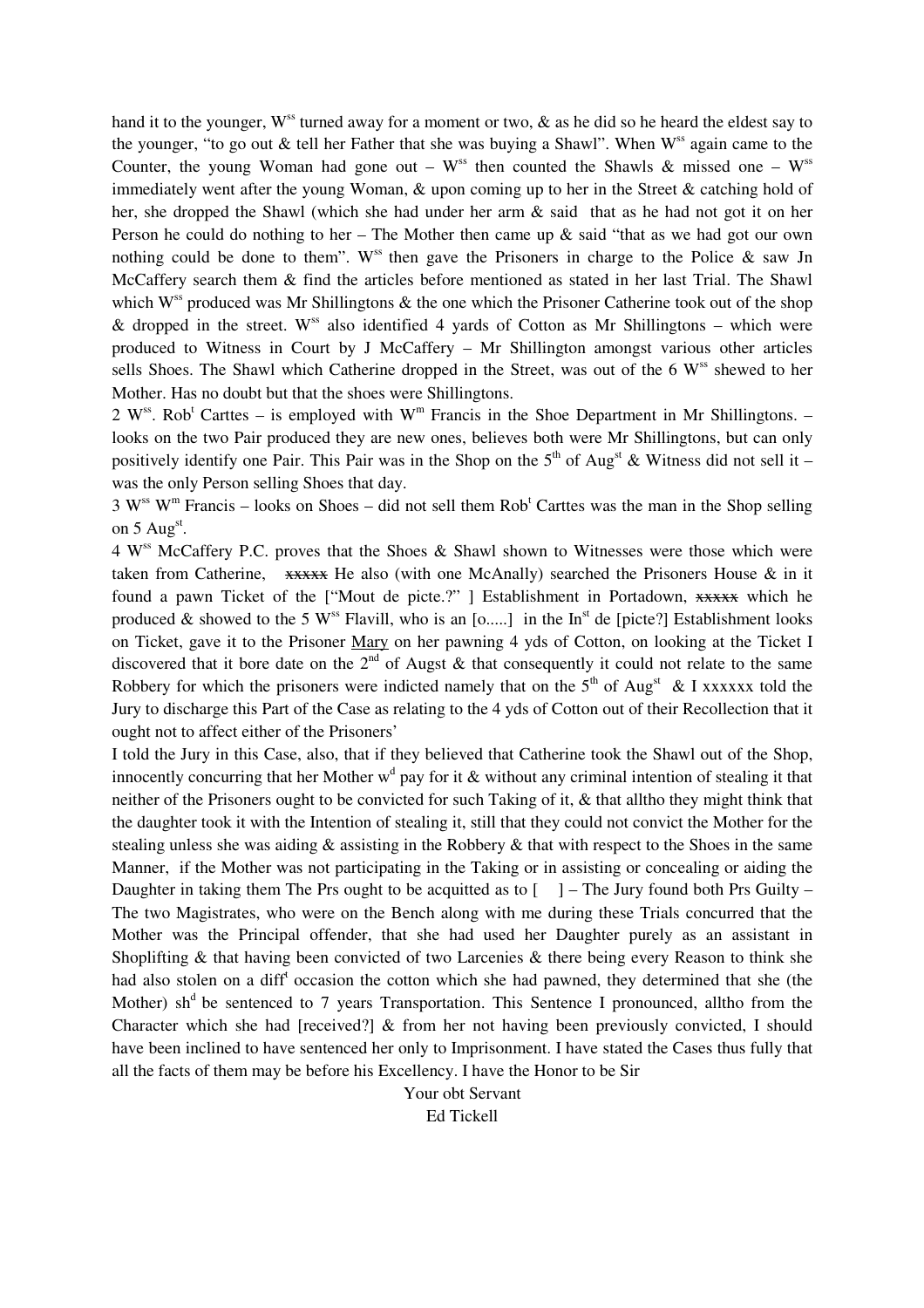hand it to the younger, W[ss] turned away for a moment or two, & as he did so he heard the eldest say to the younger, "to go out & tell her Father that she was buying a Shawl". When W[ss] again came to the Counter, the young Woman had gone out – W[ss] then counted the Shawls & missed one – W[ss] immediately went after the young Woman, & upon coming up to her in the Street & catching hold of her, she dropped the Shawl (which she had under her arm & said that as he had not got it on her Person he could do nothing to her – The Mother then came up & said "that as we had got our own nothing could be done to them". W[ss] then gave the Prisoners in charge to the Police & saw Jn McCaffery search them & find the articles before mentioned as stated in her last Trial. The Shawl which W[ss] produced was Mr Shillingtons & the one which the Prisoner Catherine took out of the shop & dropped in the street. W[ss] also identified 4 yards of Cotton as Mr Shillingtons – which were produced to Witness in Court by J McCaffery – Mr Shillington amongst various other articles sells Shoes. The Shawl which Catherine dropped in the Street, was out of the 6 W[ss] shewed to her Mother. Has no doubt but that the shoes were Shillingtons.

2 W[ss]. Rob[t] Carttes – is employed with W[m] Francis in the Shoe Department in Mr Shillingtons. – looks on the two Pair produced they are new ones, believes both were Mr Shillingtons, but can only positively identify one Pair. This Pair was in the Shop on the 5[th] of Aug[st] & Witness did not sell it – was the only Person selling Shoes that day.

3 W[ss] W[m] Francis – looks on Shoes – did not sell them Rob[t] Carttes was the man in the Shop selling on 5 Aug[st].

4 W[ss] McCaffery P.C. proves that the Shoes & Shawl shown to Witnesses were those which were taken from Catherine, ~~xxxxx~~ He also (with one McAnally) searched the Prisoners House & in it found a pawn Ticket of the ["Mout de picte.?" ] Establishment in Portadown, ~~xxxxx~~ which he produced & showed to the 5 W[ss] Flavill, who is an [o.....] in the In[st] de [picte?] Establishment looks on Ticket, gave it to the Prisoner <u>Mary</u> on her pawning 4 yds of Cotton, on looking at the Ticket I discovered that it bore date on the 2[nd] of Augst & that consequently it could not relate to the same Robbery for which the prisoners were indicted namely that on the 5[th] of Aug[st] & I xxxxxx told the Jury to discharge this Part of the Case as relating to the 4 yds of Cotton out of their Recollection that it ought not to affect either of the Prisoners'

I told the Jury in this Case, also, that if they believed that Catherine took the Shawl out of the Shop, innocently concurring that her Mother w[d] pay for it & without any criminal intention of stealing it that neither of the Prisoners ought to be convicted for such Taking of it, & that alltho they might think that the daughter took it with the Intention of stealing it, still that they could not convict the Mother for the stealing unless she was aiding & assisting in the Robbery & that with respect to the Shoes in the same Manner, if the Mother was not participating in the Taking or in assisting or concealing or aiding the Daughter in taking them The Prs ought to be acquitted as to [ ] – The Jury found both Prs Guilty – The two Magistrates, who were on the Bench along with me during these Trials concurred that the Mother was the Principal offender, that she had used her Daughter purely as an assistant in Shoplifting & that having been convicted of two Larcenies & there being every Reason to think she had also stolen on a diff[t] occasion the cotton which she had pawned, they determined that she (the Mother) sh[d] be sentenced to 7 years Transportation. This Sentence I pronounced, alltho from the Character which she had [received?] & from her not having been previously convicted, I should have been inclined to have sentenced her only to Imprisonment. I have stated the Cases thus fully that all the facts of them may be before his Excellency. I have the Honor to be Sir

Your obt Servant
Ed Tickell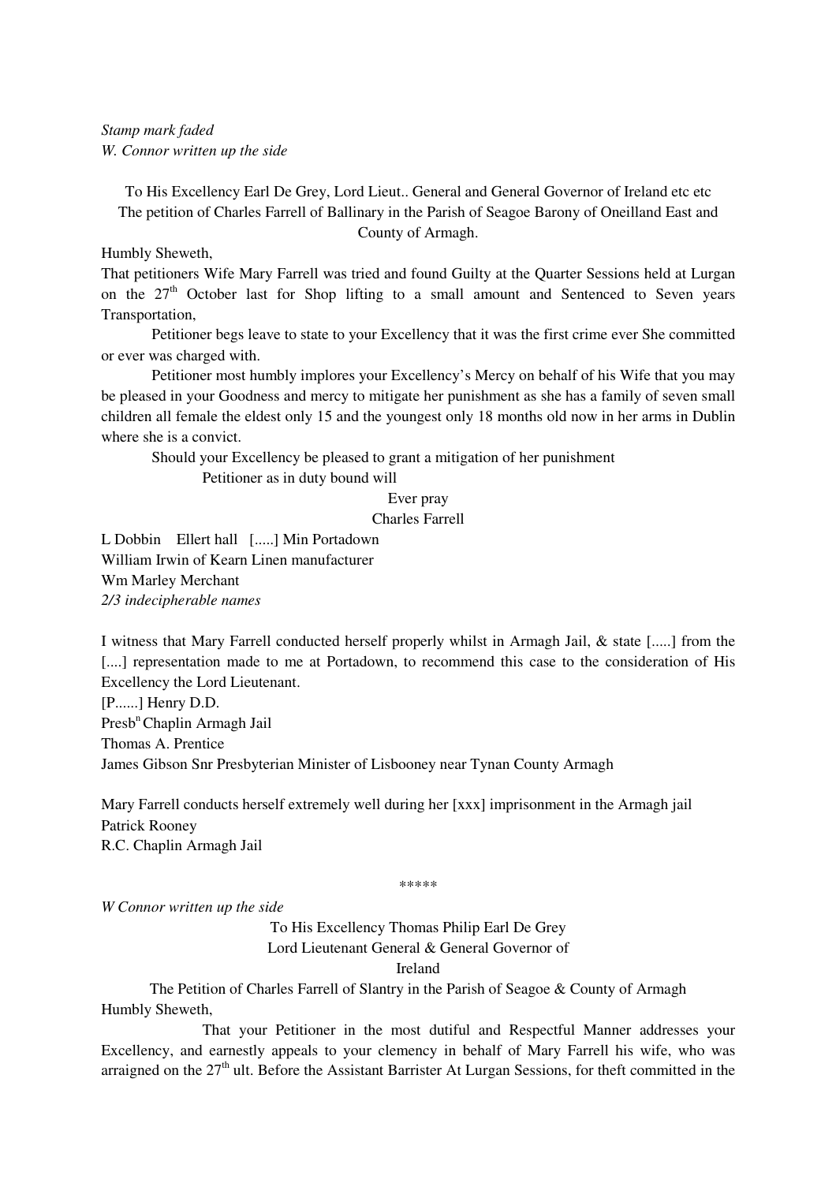*Stamp mark faded*
*W. Connor written up the side*

To His Excellency Earl De Grey, Lord Lieut.. General and General Governor of Ireland etc etc
The petition of Charles Farrell of Ballinary in the Parish of Seagoe Barony of Oneilland East and County of Armagh.

Humbly Sheweth,

That petitioners Wife Mary Farrell was tried and found Guilty at the Quarter Sessions held at Lurgan on the 27th October last for Shop lifting to a small amount and Sentenced to Seven years Transportation,

Petitioner begs leave to state to your Excellency that it was the first crime ever She committed or ever was charged with.

Petitioner most humbly implores your Excellency's Mercy on behalf of his Wife that you may be pleased in your Goodness and mercy to mitigate her punishment as she has a family of seven small children all female the eldest only 15 and the youngest only 18 months old now in her arms in Dublin where she is a convict.

Should your Excellency be pleased to grant a mitigation of her punishment

Petitioner as in duty bound will

Ever pray

Charles Farrell

L Dobbin  Ellert hall  [.....] Min Portadown
William Irwin of Kearn Linen manufacturer
Wm Marley Merchant
*2/3 indecipherable names*

I witness that Mary Farrell conducted herself properly whilst in Armagh Jail, & state [.....] from the [....] representation made to me at Portadown, to recommend this case to the consideration of His Excellency the Lord Lieutenant.
[P......] Henry D.D.
Presbn Chaplin Armagh Jail
Thomas A. Prentice
James Gibson Snr Presbyterian Minister of Lisbooney near Tynan County Armagh

Mary Farrell conducts herself extremely well during her [xxx] imprisonment in the Armagh jail
Patrick Rooney
R.C. Chaplin Armagh Jail

*****

*W Connor written up the side*

To His Excellency Thomas Philip Earl De Grey
Lord Lieutenant General & General Governor of
Ireland

The Petition of Charles Farrell of Slantry in the Parish of Seagoe & County of Armagh

Humbly Sheweth,

That your Petitioner in the most dutiful and Respectful Manner addresses your Excellency, and earnestly appeals to your clemency in behalf of Mary Farrell his wife, who was arraigned on the 27th ult. Before the Assistant Barrister At Lurgan Sessions, for theft committed in the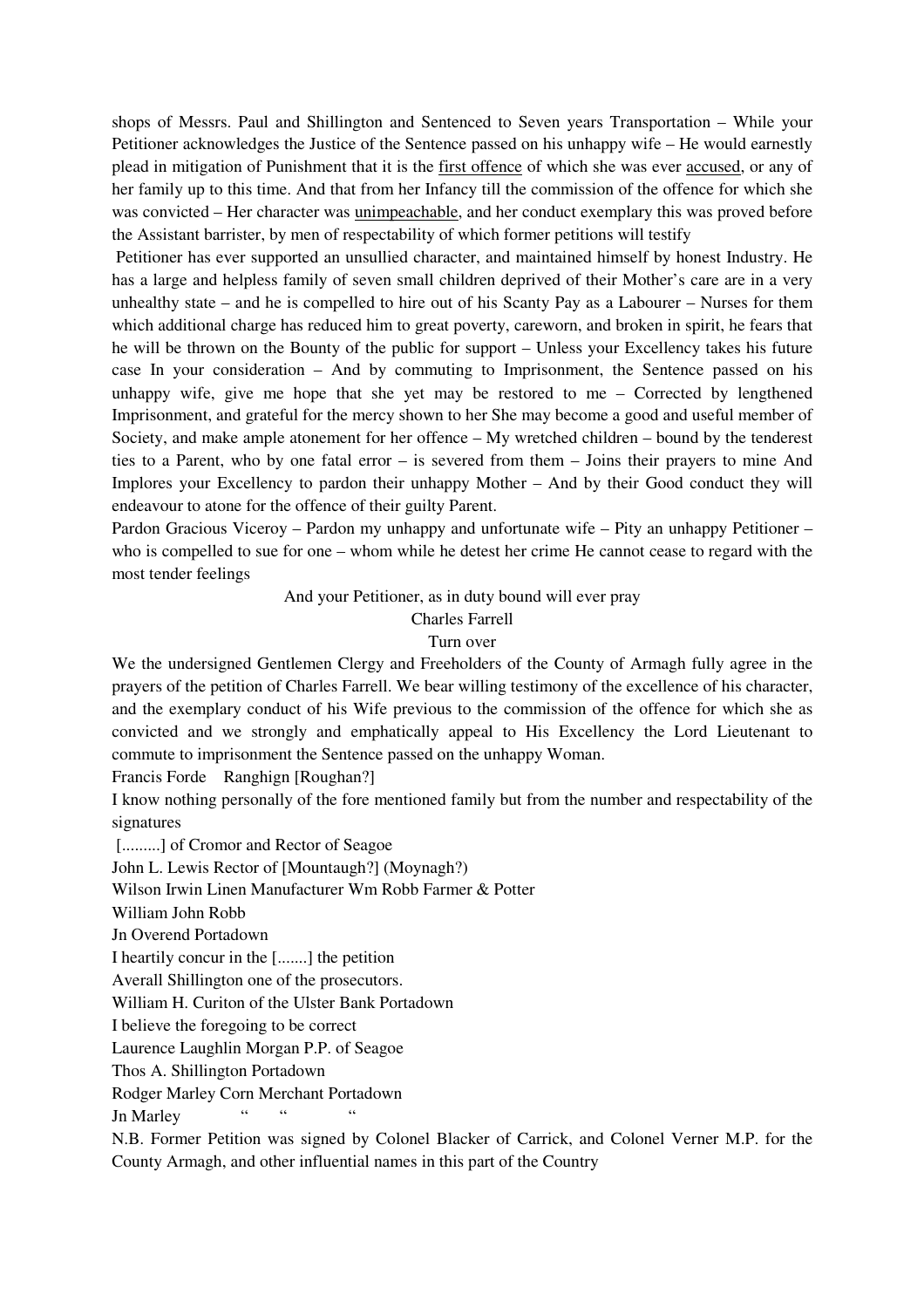shops of Messrs. Paul and Shillington and Sentenced to Seven years Transportation – While your Petitioner acknowledges the Justice of the Sentence passed on his unhappy wife – He would earnestly plead in mitigation of Punishment that it is the <u>first offence</u> of which she was ever <u>accused</u>, or any of her family up to this time. And that from her Infancy till the commission of the offence for which she was convicted – Her character was <u>unimpeachable</u>, and her conduct exemplary this was proved before the Assistant barrister, by men of respectability of which former petitions will testify

Petitioner has ever supported an unsullied character, and maintained himself by honest Industry. He has a large and helpless family of seven small children deprived of their Mother's care are in a very unhealthy state – and he is compelled to hire out of his Scanty Pay as a Labourer – Nurses for them which additional charge has reduced him to great poverty, careworn, and broken in spirit, he fears that he will be thrown on the Bounty of the public for support – Unless your Excellency takes his future case In your consideration – And by commuting to Imprisonment, the Sentence passed on his unhappy wife, give me hope that she yet may be restored to me – Corrected by lengthened Imprisonment, and grateful for the mercy shown to her She may become a good and useful member of Society, and make ample atonement for her offence – My wretched children – bound by the tenderest ties to a Parent, who by one fatal error – is severed from them – Joins their prayers to mine And Implores your Excellency to pardon their unhappy Mother – And by their Good conduct they will endeavour to atone for the offence of their guilty Parent.

Pardon Gracious Viceroy – Pardon my unhappy and unfortunate wife – Pity an unhappy Petitioner – who is compelled to sue for one – whom while he detest her crime He cannot cease to regard with the most tender feelings

And your Petitioner, as in duty bound will ever pray

Charles Farrell

Turn over

We the undersigned Gentlemen Clergy and Freeholders of the County of Armagh fully agree in the prayers of the petition of Charles Farrell. We bear willing testimony of the excellence of his character, and the exemplary conduct of his Wife previous to the commission of the offence for which she as convicted and we strongly and emphatically appeal to His Excellency the Lord Lieutenant to commute to imprisonment the Sentence passed on the unhappy Woman.

Francis Forde Ranghign [Roughan?]

I know nothing personally of the fore mentioned family but from the number and respectability of the signatures

[.........] of Cromor and Rector of Seagoe

John L. Lewis Rector of [Mountaugh?] (Moynagh?)

Wilson Irwin Linen Manufacturer Wm Robb Farmer & Potter

William John Robb

Jn Overend Portadown

I heartily concur in the [.......] the petition

Averall Shillington one of the prosecutors.

William H. Curiton of the Ulster Bank Portadown

I believe the foregoing to be correct

Laurence Laughlin Morgan P.P. of Seagoe

Thos A. Shillington Portadown

Rodger Marley Corn Merchant Portadown

Jn Marley " " "

N.B. Former Petition was signed by Colonel Blacker of Carrick, and Colonel Verner M.P. for the County Armagh, and other influential names in this part of the Country